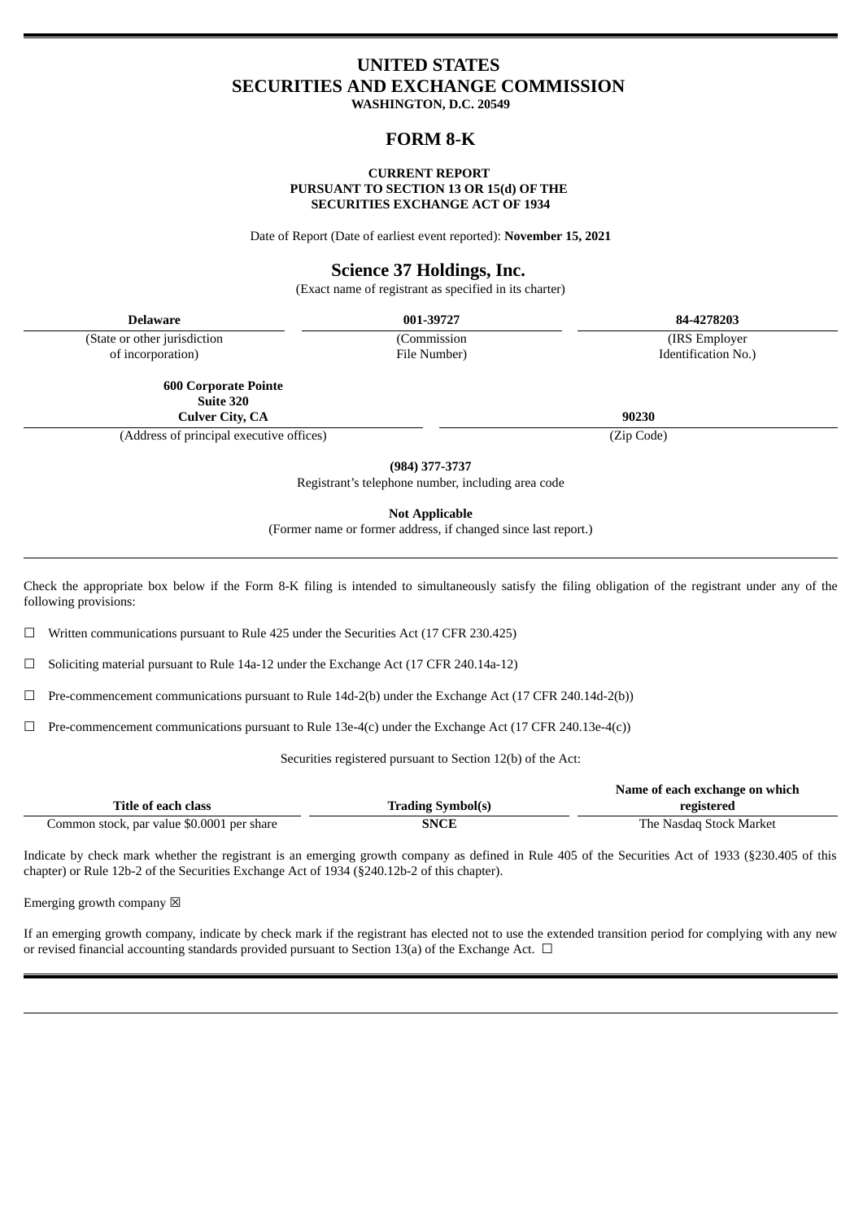# UNITED STATES
# SECURITIES AND EXCHANGE COMMISSION
**WASHINGTON, D.C. 20549**

## FORM 8-K

**CURRENT REPORT**
**PURSUANT TO SECTION 13 OR 15(d) OF THE**
**SECURITIES EXCHANGE ACT OF 1934**

Date of Report (Date of earliest event reported): **November 15, 2021**

## Science 37 Holdings, Inc.
(Exact name of registrant as specified in its charter)

| | | |
|---|---|---|
| **Delaware** | **001-39727** | **84-4278203** |
| (State or other jurisdiction of incorporation) | (Commission File Number) | (IRS Employer Identification No.) |

| | |
|---|---|
| **600 Corporate Pointe Suite 320 Culver City, CA** | **90230** |
| (Address of principal executive offices) | (Zip Code) |

**(984) 377-3737**
Registrant's telephone number, including area code

**Not Applicable**
(Former name or former address, if changed since last report.)

Check the appropriate box below if the Form 8-K filing is intended to simultaneously satisfy the filing obligation of the registrant under any of the following provisions:

☐ Written communications pursuant to Rule 425 under the Securities Act (17 CFR 230.425)

☐ Soliciting material pursuant to Rule 14a-12 under the Exchange Act (17 CFR 240.14a-12)

☐ Pre-commencement communications pursuant to Rule 14d-2(b) under the Exchange Act (17 CFR 240.14d-2(b))

☐ Pre-commencement communications pursuant to Rule 13e-4(c) under the Exchange Act (17 CFR 240.13e-4(c))

Securities registered pursuant to Section 12(b) of the Act:

| Title of each class | Trading Symbol(s) | Name of each exchange on which registered |
|---|---|---|
| Common stock, par value \$0.0001 per share | **SNCE** | The Nasdaq Stock Market |

Indicate by check mark whether the registrant is an emerging growth company as defined in Rule 405 of the Securities Act of 1933 (§230.405 of this chapter) or Rule 12b-2 of the Securities Exchange Act of 1934 (§240.12b-2 of this chapter).

Emerging growth company ☒

If an emerging growth company, indicate by check mark if the registrant has elected not to use the extended transition period for complying with any new or revised financial accounting standards provided pursuant to Section 13(a) of the Exchange Act. ☐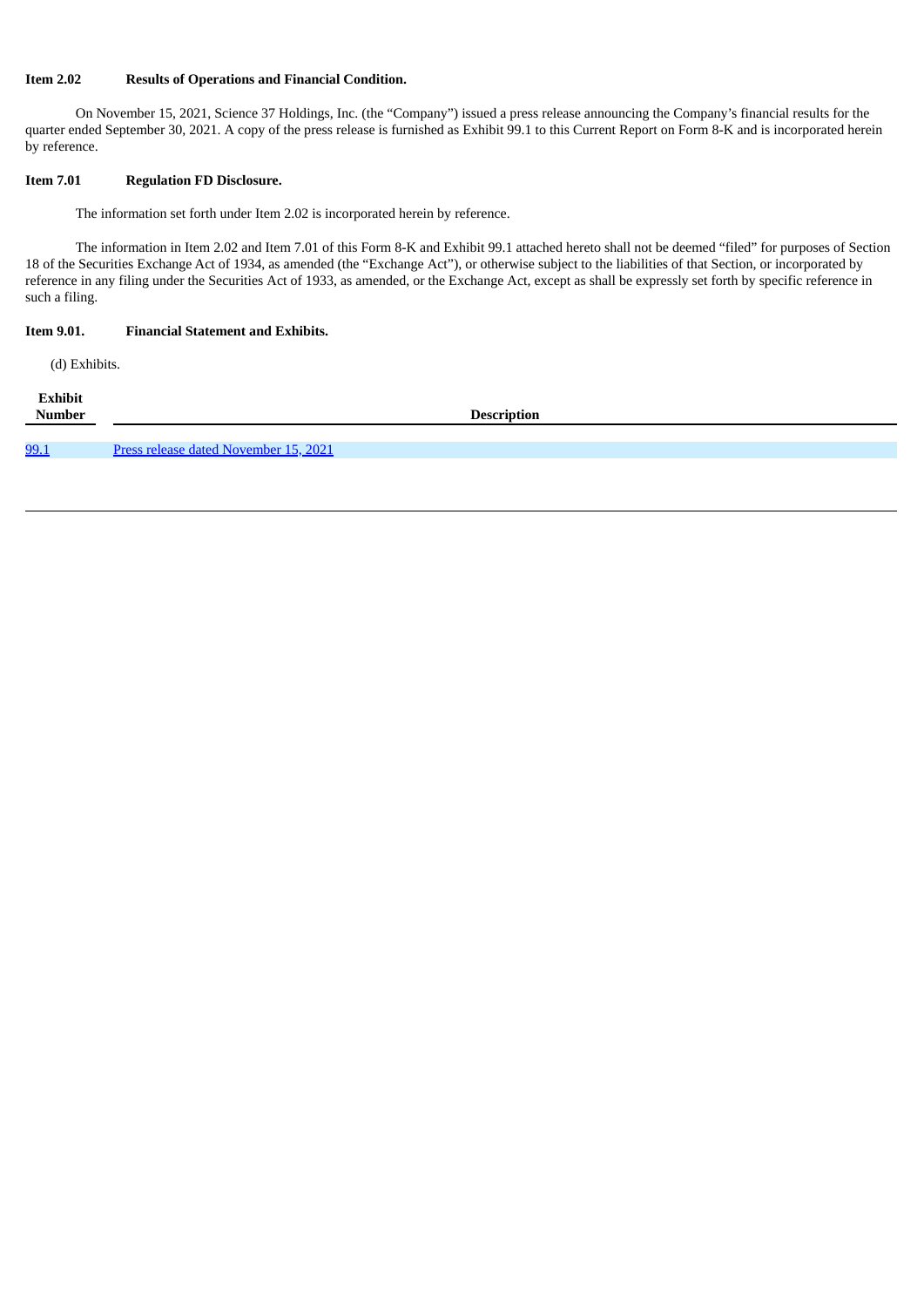**Item 2.02 Results of Operations and Financial Condition.**

On November 15, 2021, Science 37 Holdings, Inc. (the "Company") issued a press release announcing the Company's financial results for the quarter ended September 30, 2021. A copy of the press release is furnished as Exhibit 99.1 to this Current Report on Form 8-K and is incorporated herein by reference.

**Item 7.01 Regulation FD Disclosure.**

The information set forth under Item 2.02 is incorporated herein by reference.

The information in Item 2.02 and Item 7.01 of this Form 8-K and Exhibit 99.1 attached hereto shall not be deemed "filed" for purposes of Section 18 of the Securities Exchange Act of 1934, as amended (the "Exchange Act"), or otherwise subject to the liabilities of that Section, or incorporated by reference in any filing under the Securities Act of 1933, as amended, or the Exchange Act, except as shall be expressly set forth by specific reference in such a filing.

**Item 9.01. Financial Statement and Exhibits.**

(d) Exhibits.

| Exhibit Number | Description |
|---|---|
| 99.1 | Press release dated November 15, 2021 |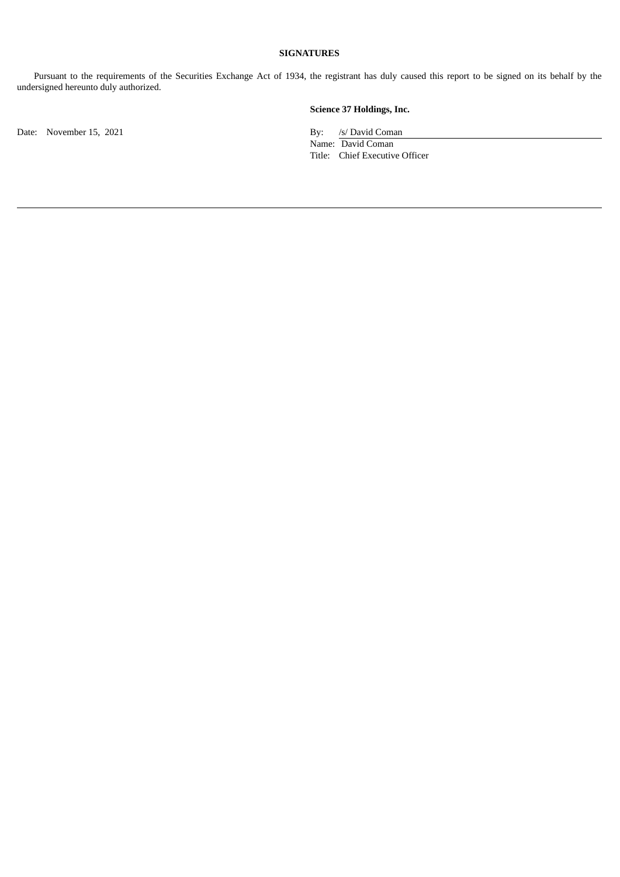**SIGNATURES**

Pursuant to the requirements of the Securities Exchange Act of 1934, the registrant has duly caused this report to be signed on its behalf by the undersigned hereunto duly authorized.

**Science 37 Holdings, Inc.**

Date: November 15, 2021

By: /s/ David Coman
Name: David Coman
Title: Chief Executive Officer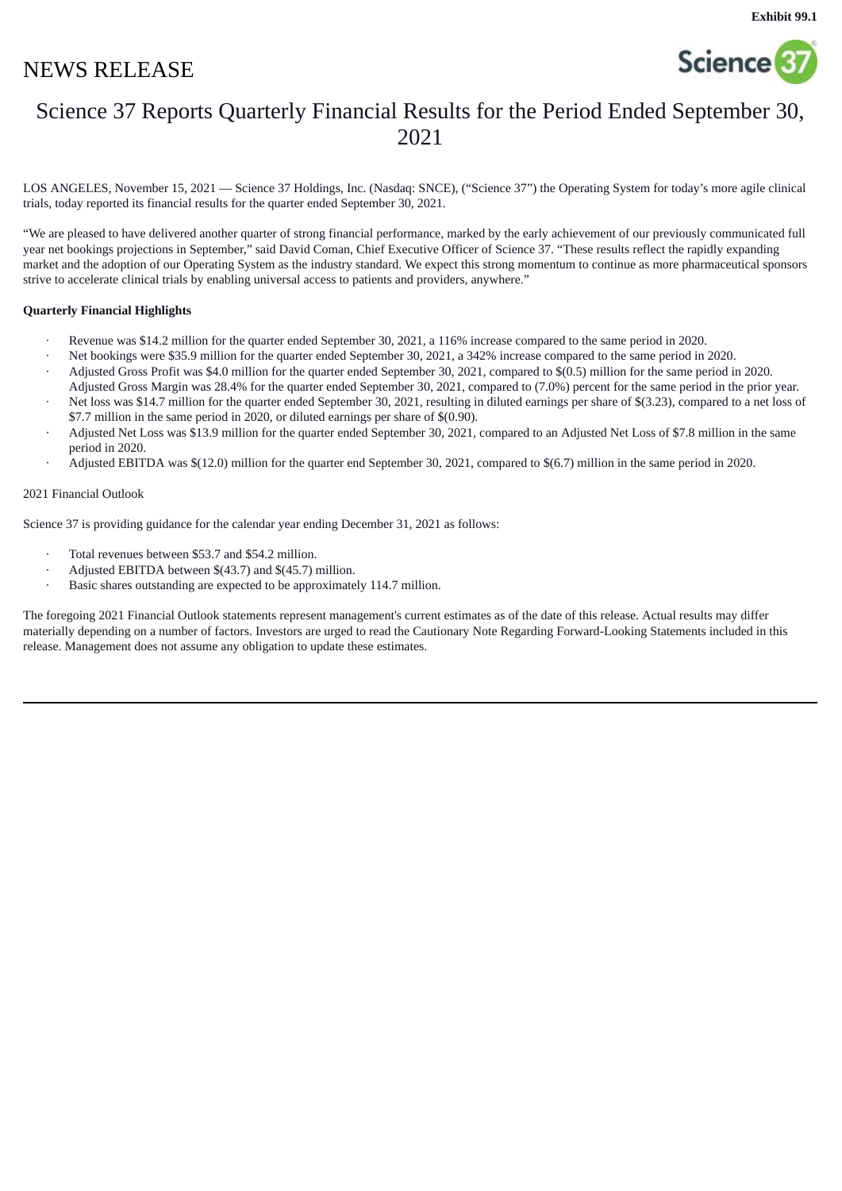Exhibit 99.1

# NEWS RELEASE

## Science 37 Reports Quarterly Financial Results for the Period Ended September 30, 2021

LOS ANGELES, November 15, 2021 — Science 37 Holdings, Inc. (Nasdaq: SNCE), ("Science 37") the Operating System for today's more agile clinical trials, today reported its financial results for the quarter ended September 30, 2021.

"We are pleased to have delivered another quarter of strong financial performance, marked by the early achievement of our previously communicated full year net bookings projections in September," said David Coman, Chief Executive Officer of Science 37. "These results reflect the rapidly expanding market and the adoption of our Operating System as the industry standard. We expect this strong momentum to continue as more pharmaceutical sponsors strive to accelerate clinical trials by enabling universal access to patients and providers, anywhere."

**Quarterly Financial Highlights**

- Revenue was $14.2 million for the quarter ended September 30, 2021, a 116% increase compared to the same period in 2020.
- Net bookings were $35.9 million for the quarter ended September 30, 2021, a 342% increase compared to the same period in 2020.
- Adjusted Gross Profit was $4.0 million for the quarter ended September 30, 2021, compared to $(0.5) million for the same period in 2020. Adjusted Gross Margin was 28.4% for the quarter ended September 30, 2021, compared to (7.0%) percent for the same period in the prior year.
- Net loss was $14.7 million for the quarter ended September 30, 2021, resulting in diluted earnings per share of $(3.23), compared to a net loss of $7.7 million in the same period in 2020, or diluted earnings per share of $(0.90).
- Adjusted Net Loss was $13.9 million for the quarter ended September 30, 2021, compared to an Adjusted Net Loss of $7.8 million in the same period in 2020.
- Adjusted EBITDA was $(12.0) million for the quarter end September 30, 2021, compared to $(6.7) million in the same period in 2020.

2021 Financial Outlook

Science 37 is providing guidance for the calendar year ending December 31, 2021 as follows:

- Total revenues between $53.7 and $54.2 million.
- Adjusted EBITDA between $(43.7) and $(45.7) million.
- Basic shares outstanding are expected to be approximately 114.7 million.

The foregoing 2021 Financial Outlook statements represent management's current estimates as of the date of this release. Actual results may differ materially depending on a number of factors. Investors are urged to read the Cautionary Note Regarding Forward-Looking Statements included in this release. Management does not assume any obligation to update these estimates.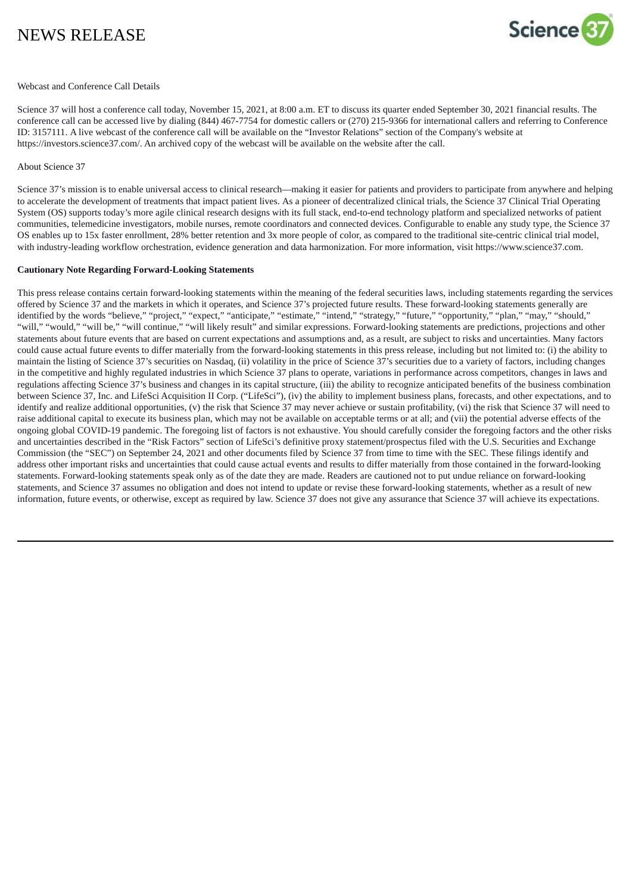Webcast and Conference Call Details

Science 37 will host a conference call today, November 15, 2021, at 8:00 a.m. ET to discuss its quarter ended September 30, 2021 financial results. The conference call can be accessed live by dialing (844) 467-7754 for domestic callers or (270) 215-9366 for international callers and referring to Conference ID: 3157111. A live webcast of the conference call will be available on the "Investor Relations" section of the Company's website at https://investors.science37.com/. An archived copy of the webcast will be available on the website after the call.

About Science 37

Science 37's mission is to enable universal access to clinical research—making it easier for patients and providers to participate from anywhere and helping to accelerate the development of treatments that impact patient lives. As a pioneer of decentralized clinical trials, the Science 37 Clinical Trial Operating System (OS) supports today's more agile clinical research designs with its full stack, end-to-end technology platform and specialized networks of patient communities, telemedicine investigators, mobile nurses, remote coordinators and connected devices. Configurable to enable any study type, the Science 37 OS enables up to 15x faster enrollment, 28% better retention and 3x more people of color, as compared to the traditional site-centric clinical trial model, with industry-leading workflow orchestration, evidence generation and data harmonization. For more information, visit https://www.science37.com.

**Cautionary Note Regarding Forward-Looking Statements**

This press release contains certain forward-looking statements within the meaning of the federal securities laws, including statements regarding the services offered by Science 37 and the markets in which it operates, and Science 37's projected future results. These forward-looking statements generally are identified by the words "believe," "project," "expect," "anticipate," "estimate," "intend," "strategy," "future," "opportunity," "plan," "may," "should," "will," "would," "will be," "will continue," "will likely result" and similar expressions. Forward-looking statements are predictions, projections and other statements about future events that are based on current expectations and assumptions and, as a result, are subject to risks and uncertainties. Many factors could cause actual future events to differ materially from the forward-looking statements in this press release, including but not limited to: (i) the ability to maintain the listing of Science 37's securities on Nasdaq, (ii) volatility in the price of Science 37's securities due to a variety of factors, including changes in the competitive and highly regulated industries in which Science 37 plans to operate, variations in performance across competitors, changes in laws and regulations affecting Science 37's business and changes in its capital structure, (iii) the ability to recognize anticipated benefits of the business combination between Science 37, Inc. and LifeSci Acquisition II Corp. ("LifeSci"), (iv) the ability to implement business plans, forecasts, and other expectations, and to identify and realize additional opportunities, (v) the risk that Science 37 may never achieve or sustain profitability, (vi) the risk that Science 37 will need to raise additional capital to execute its business plan, which may not be available on acceptable terms or at all; and (vii) the potential adverse effects of the ongoing global COVID-19 pandemic. The foregoing list of factors is not exhaustive. You should carefully consider the foregoing factors and the other risks and uncertainties described in the "Risk Factors" section of LifeSci's definitive proxy statement/prospectus filed with the U.S. Securities and Exchange Commission (the "SEC") on September 24, 2021 and other documents filed by Science 37 from time to time with the SEC. These filings identify and address other important risks and uncertainties that could cause actual events and results to differ materially from those contained in the forward-looking statements. Forward-looking statements speak only as of the date they are made. Readers are cautioned not to put undue reliance on forward-looking statements, and Science 37 assumes no obligation and does not intend to update or revise these forward-looking statements, whether as a result of new information, future events, or otherwise, except as required by law. Science 37 does not give any assurance that Science 37 will achieve its expectations.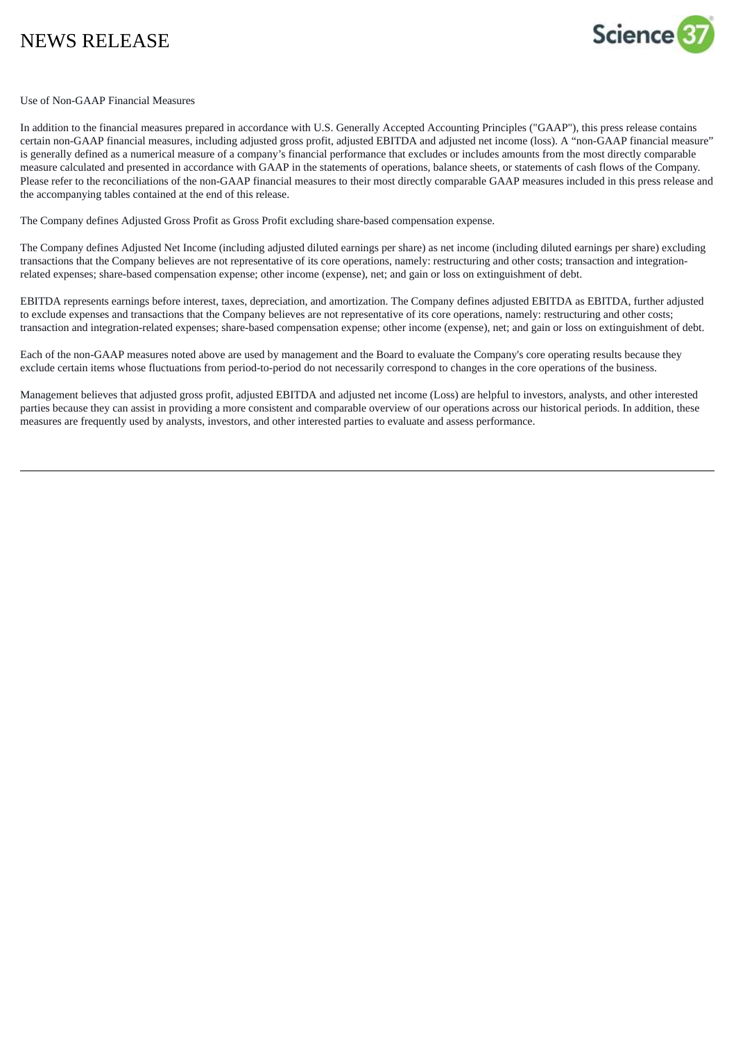Use of Non-GAAP Financial Measures

In addition to the financial measures prepared in accordance with U.S. Generally Accepted Accounting Principles ("GAAP"), this press release contains certain non-GAAP financial measures, including adjusted gross profit, adjusted EBITDA and adjusted net income (loss). A "non-GAAP financial measure" is generally defined as a numerical measure of a company's financial performance that excludes or includes amounts from the most directly comparable measure calculated and presented in accordance with GAAP in the statements of operations, balance sheets, or statements of cash flows of the Company. Please refer to the reconciliations of the non-GAAP financial measures to their most directly comparable GAAP measures included in this press release and the accompanying tables contained at the end of this release.

The Company defines Adjusted Gross Profit as Gross Profit excluding share-based compensation expense.

The Company defines Adjusted Net Income (including adjusted diluted earnings per share) as net income (including diluted earnings per share) excluding transactions that the Company believes are not representative of its core operations, namely: restructuring and other costs; transaction and integration-related expenses; share-based compensation expense; other income (expense), net; and gain or loss on extinguishment of debt.

EBITDA represents earnings before interest, taxes, depreciation, and amortization. The Company defines adjusted EBITDA as EBITDA, further adjusted to exclude expenses and transactions that the Company believes are not representative of its core operations, namely: restructuring and other costs; transaction and integration-related expenses; share-based compensation expense; other income (expense), net; and gain or loss on extinguishment of debt.

Each of the non-GAAP measures noted above are used by management and the Board to evaluate the Company's core operating results because they exclude certain items whose fluctuations from period-to-period do not necessarily correspond to changes in the core operations of the business.

Management believes that adjusted gross profit, adjusted EBITDA and adjusted net income (Loss) are helpful to investors, analysts, and other interested parties because they can assist in providing a more consistent and comparable overview of our operations across our historical periods. In addition, these measures are frequently used by analysts, investors, and other interested parties to evaluate and assess performance.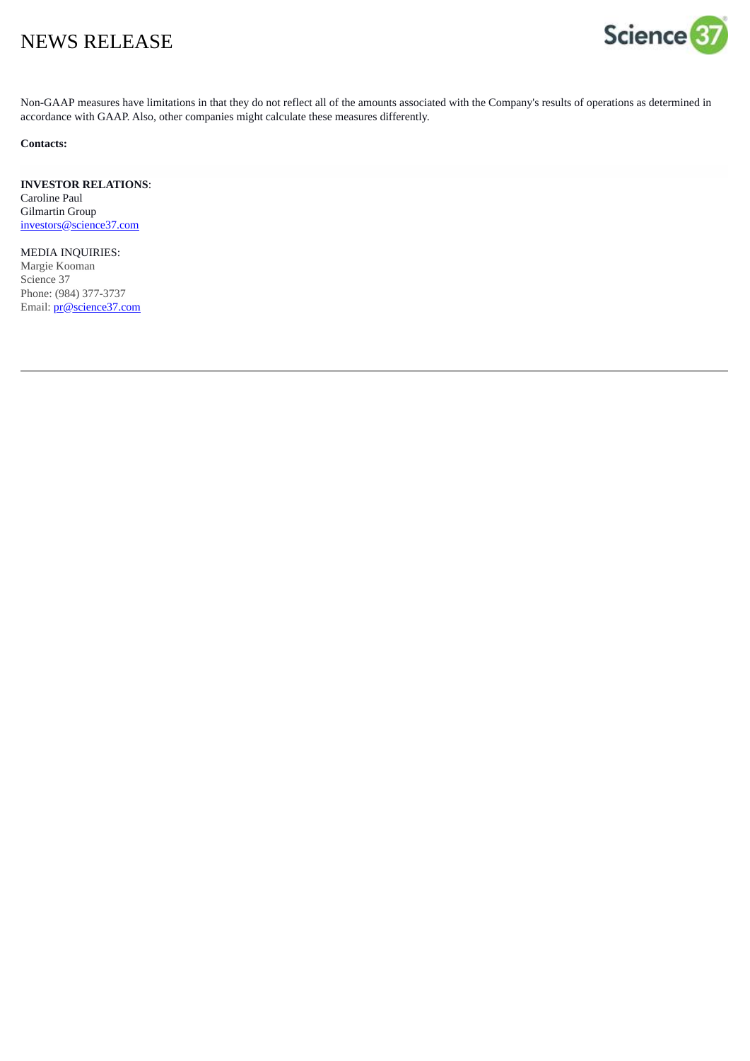Non-GAAP measures have limitations in that they do not reflect all of the amounts associated with the Company's results of operations as determined in accordance with GAAP. Also, other companies might calculate these measures differently.

**Contacts:**

**INVESTOR RELATIONS**:
Caroline Paul
Gilmartin Group
investors@science37.com

MEDIA INQUIRIES:
Margie Kooman
Science 37
Phone: (984) 377-3737
Email: pr@science37.com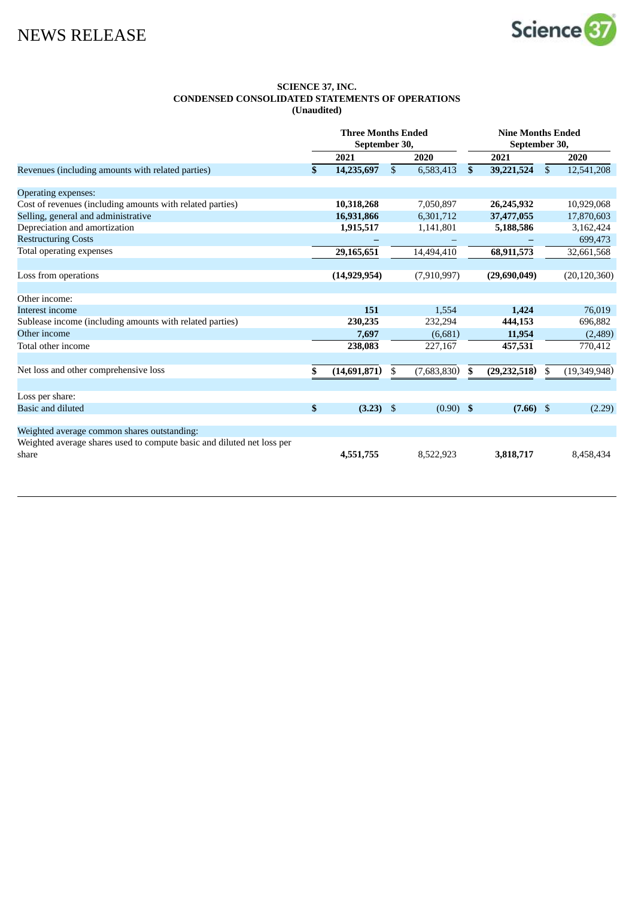# NEWS RELEASE

**SCIENCE 37, INC.**
**CONDENSED CONSOLIDATED STATEMENTS OF OPERATIONS**
**(Unaudited)**

| | Three Months Ended September 30, | | Nine Months Ended September 30, | |
|---|---|---|---|---|
| | **2021** | **2020** | **2021** | **2020** |
| Revenues (including amounts with related parties) | **$ 14,235,697** | $ 6,583,413 | **$ 39,221,524** | $ 12,541,208 |
| Operating expenses: | | | | |
| Cost of revenues (including amounts with related parties) | **10,318,268** | 7,050,897 | **26,245,932** | 10,929,068 |
| Selling, general and administrative | **16,931,866** | 6,301,712 | **37,477,055** | 17,870,603 |
| Depreciation and amortization | **1,915,517** | 1,141,801 | **5,188,586** | 3,162,424 |
| Restructuring Costs | **–** | – | **–** | 699,473 |
| Total operating expenses | **29,165,651** | 14,494,410 | **68,911,573** | 32,661,568 |
| Loss from operations | **(14,929,954)** | (7,910,997) | **(29,690,049)** | (20,120,360) |
| Other income: | | | | |
| Interest income | **151** | 1,554 | **1,424** | 76,019 |
| Sublease income (including amounts with related parties) | **230,235** | 232,294 | **444,153** | 696,882 |
| Other income | **7,697** | (6,681) | **11,954** | (2,489) |
| Total other income | **238,083** | 227,167 | **457,531** | 770,412 |
| Net loss and other comprehensive loss | **$ (14,691,871)** | $ (7,683,830) | **$ (29,232,518)** | $ (19,349,948) |
| Loss per share: | | | | |
| Basic and diluted | **$ (3.23)** | $ (0.90) | **$ (7.66)** | $ (2.29) |
| Weighted average common shares outstanding: | | | | |
| Weighted average shares used to compute basic and diluted net loss per share | **4,551,755** | 8,522,923 | **3,818,717** | 8,458,434 |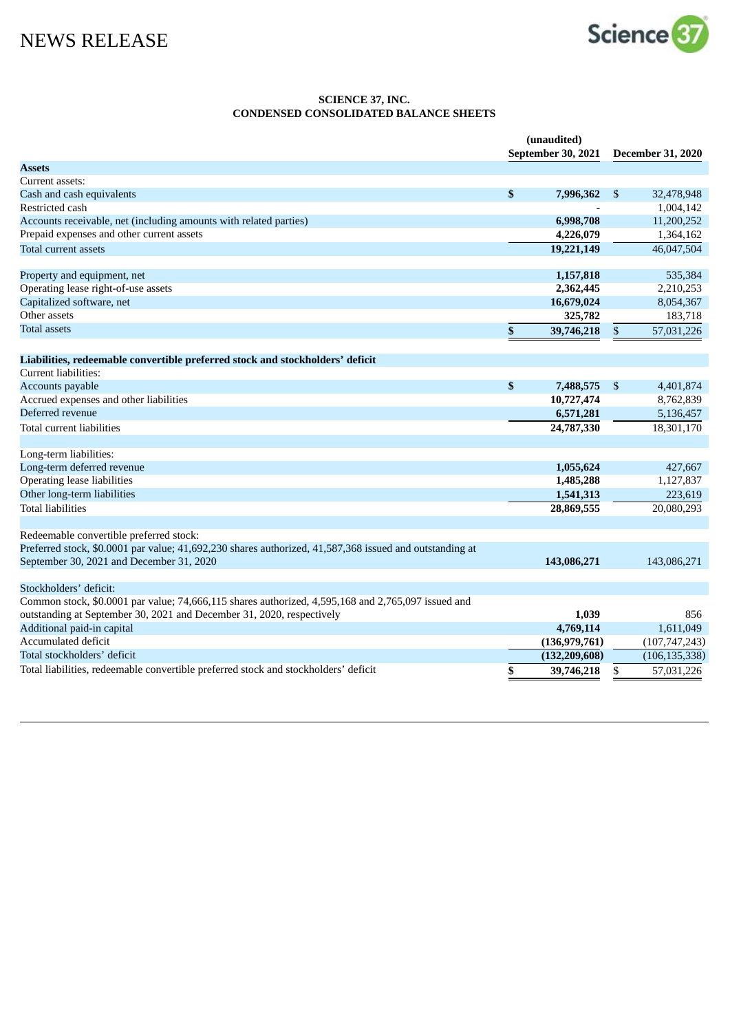NEWS RELEASE

**SCIENCE 37, INC.**
**CONDENSED CONSOLIDATED BALANCE SHEETS**

| | (unaudited) September 30, 2021 | December 31, 2020 |
|---|---|---|
| **Assets** | | |
| Current assets: | | |
| Cash and cash equivalents | **$ 7,996,362** | $ 32,478,948 |
| Restricted cash | **-** | 1,004,142 |
| Accounts receivable, net (including amounts with related parties) | **6,998,708** | 11,200,252 |
| Prepaid expenses and other current assets | **4,226,079** | 1,364,162 |
| Total current assets | **19,221,149** | 46,047,504 |
| | | |
| Property and equipment, net | **1,157,818** | 535,384 |
| Operating lease right-of-use assets | **2,362,445** | 2,210,253 |
| Capitalized software, net | **16,679,024** | 8,054,367 |
| Other assets | **325,782** | 183,718 |
| Total assets | **$ 39,746,218** | $ 57,031,226 |
| | | |
| **Liabilities, redeemable convertible preferred stock and stockholders' deficit** | | |
| Current liabilities: | | |
| Accounts payable | **$ 7,488,575** | $ 4,401,874 |
| Accrued expenses and other liabilities | **10,727,474** | 8,762,839 |
| Deferred revenue | **6,571,281** | 5,136,457 |
| Total current liabilities | **24,787,330** | 18,301,170 |
| | | |
| Long-term liabilities: | | |
| Long-term deferred revenue | **1,055,624** | 427,667 |
| Operating lease liabilities | **1,485,288** | 1,127,837 |
| Other long-term liabilities | **1,541,313** | 223,619 |
| Total liabilities | **28,869,555** | 20,080,293 |
| | | |
| Redeemable convertible preferred stock: | | |
| Preferred stock, \$0.0001 par value; 41,692,230 shares authorized, 41,587,368 issued and outstanding at September 30, 2021 and December 31, 2020 | **143,086,271** | 143,086,271 |
| | | |
| Stockholders' deficit: | | |
| Common stock, \$0.0001 par value; 74,666,115 shares authorized, 4,595,168 and 2,765,097 issued and outstanding at September 30, 2021 and December 31, 2020, respectively | **1,039** | 856 |
| Additional paid-in capital | **4,769,114** | 1,611,049 |
| Accumulated deficit | **(136,979,761)** | (107,747,243) |
| Total stockholders' deficit | **(132,209,608)** | (106,135,338) |
| Total liabilities, redeemable convertible preferred stock and stockholders' deficit | **$ 39,746,218** | $ 57,031,226 |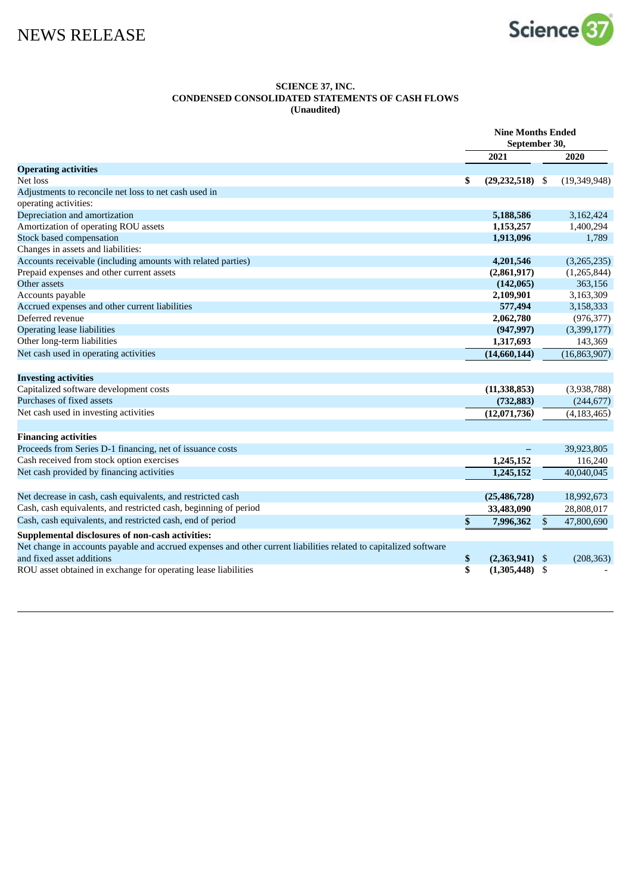NEWS RELEASE

**SCIENCE 37, INC.**
**CONDENSED CONSOLIDATED STATEMENTS OF CASH FLOWS**
**(Unaudited)**

| | Nine Months Ended September 30, | |
|---|---|---|
| | **2021** | **2020** |
| **Operating activities** | | |
| Net loss | **$ (29,232,518)** | $ (19,349,948) |
| Adjustments to reconcile net loss to net cash used in operating activities: | | |
| Depreciation and amortization | **5,188,586** | 3,162,424 |
| Amortization of operating ROU assets | **1,153,257** | 1,400,294 |
| Stock based compensation | **1,913,096** | 1,789 |
| Changes in assets and liabilities: | | |
| Accounts receivable (including amounts with related parties) | **4,201,546** | (3,265,235) |
| Prepaid expenses and other current assets | **(2,861,917)** | (1,265,844) |
| Other assets | **(142,065)** | 363,156 |
| Accounts payable | **2,109,901** | 3,163,309 |
| Accrued expenses and other current liabilities | **577,494** | 3,158,333 |
| Deferred revenue | **2,062,780** | (976,377) |
| Operating lease liabilities | **(947,997)** | (3,399,177) |
| Other long-term liabilities | **1,317,693** | 143,369 |
| Net cash used in operating activities | **(14,660,144)** | (16,863,907) |
| **Investing activities** | | |
| Capitalized software development costs | **(11,338,853)** | (3,938,788) |
| Purchases of fixed assets | **(732,883)** | (244,677) |
| Net cash used in investing activities | **(12,071,736)** | (4,183,465) |
| **Financing activities** | | |
| Proceeds from Series D-1 financing, net of issuance costs | **–** | 39,923,805 |
| Cash received from stock option exercises | **1,245,152** | 116,240 |
| Net cash provided by financing activities | **1,245,152** | 40,040,045 |
| Net decrease in cash, cash equivalents, and restricted cash | **(25,486,728)** | 18,992,673 |
| Cash, cash equivalents, and restricted cash, beginning of period | **33,483,090** | 28,808,017 |
| Cash, cash equivalents, and restricted cash, end of period | **$ 7,996,362** | $ 47,800,690 |
| **Supplemental disclosures of non-cash activities:** | | |
| Net change in accounts payable and accrued expenses and other current liabilities related to capitalized software and fixed asset additions | **$ (2,363,941)** | $ (208,363) |
| ROU asset obtained in exchange for operating lease liabilities | **$ (1,305,448)** | $ - |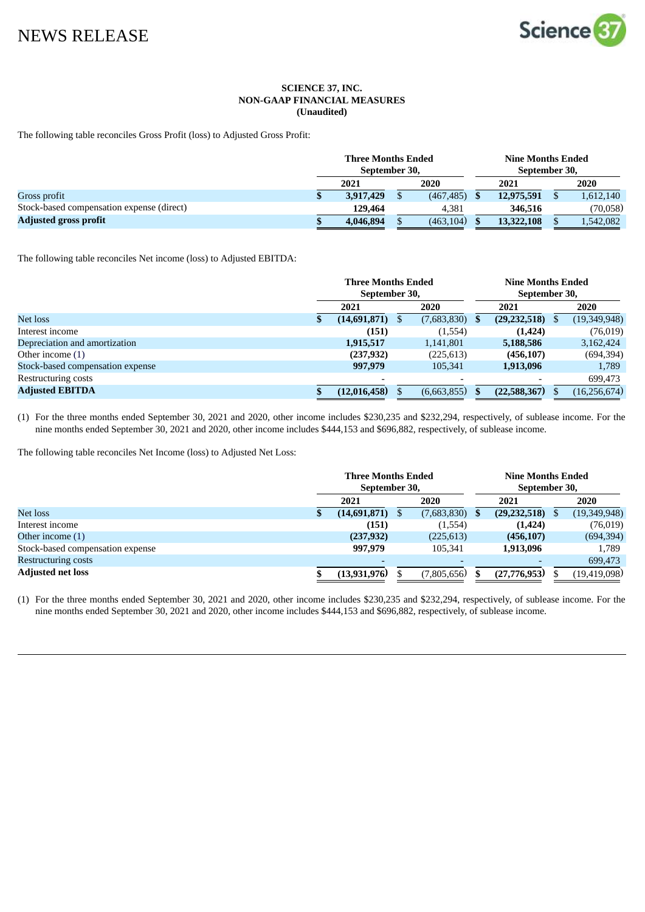# NEWS RELEASE

**SCIENCE 37, INC.**
**NON-GAAP FINANCIAL MEASURES**
**(Unaudited)**

The following table reconciles Gross Profit (loss) to Adjusted Gross Profit:

| | Three Months Ended September 30, | | Nine Months Ended September 30, | |
|---|---|---|---|---|
| | **2021** | **2020** | **2021** | **2020** |
| Gross profit | **$ 3,917,429** | $ (467,485) | **$ 12,975,591** | $ 1,612,140 |
| Stock-based compensation expense (direct) | **129,464** | 4,381 | **346,516** | (70,058) |
| **Adjusted gross profit** | **$ 4,046,894** | $ (463,104) | **$ 13,322,108** | $ 1,542,082 |

The following table reconciles Net income (loss) to Adjusted EBITDA:

| | Three Months Ended September 30, | | Nine Months Ended September 30, | |
|---|---|---|---|---|
| | **2021** | **2020** | **2021** | **2020** |
| Net loss | **$ (14,691,871)** | $ (7,683,830) | **$ (29,232,518)** | $ (19,349,948) |
| Interest income | **(151)** | (1,554) | **(1,424)** | (76,019) |
| Depreciation and amortization | **1,915,517** | 1,141,801 | **5,188,586** | 3,162,424 |
| Other income (1) | **(237,932)** | (225,613) | **(456,107)** | (694,394) |
| Stock-based compensation expense | **997,979** | 105,341 | **1,913,096** | 1,789 |
| Restructuring costs | **-** | - | **-** | 699,473 |
| **Adjusted EBITDA** | **$ (12,016,458)** | $ (6,663,855) | **$ (22,588,367)** | $ (16,256,674) |

(1) For the three months ended September 30, 2021 and 2020, other income includes $230,235 and $232,294, respectively, of sublease income. For the nine months ended September 30, 2021 and 2020, other income includes $444,153 and $696,882, respectively, of sublease income.

The following table reconciles Net Income (loss) to Adjusted Net Loss:

| | Three Months Ended September 30, | | Nine Months Ended September 30, | |
|---|---|---|---|---|
| | **2021** | **2020** | **2021** | **2020** |
| Net loss | **$ (14,691,871)** | $ (7,683,830) | **$ (29,232,518)** | $ (19,349,948) |
| Interest income | **(151)** | (1,554) | **(1,424)** | (76,019) |
| Other income (1) | **(237,932)** | (225,613) | **(456,107)** | (694,394) |
| Stock-based compensation expense | **997,979** | 105,341 | **1,913,096** | 1,789 |
| Restructuring costs | **-** | - | **-** | 699,473 |
| **Adjusted net loss** | **$ (13,931,976)** | $ (7,805,656) | **$ (27,776,953)** | $ (19,419,098) |

(1) For the three months ended September 30, 2021 and 2020, other income includes $230,235 and $232,294, respectively, of sublease income. For the nine months ended September 30, 2021 and 2020, other income includes $444,153 and $696,882, respectively, of sublease income.